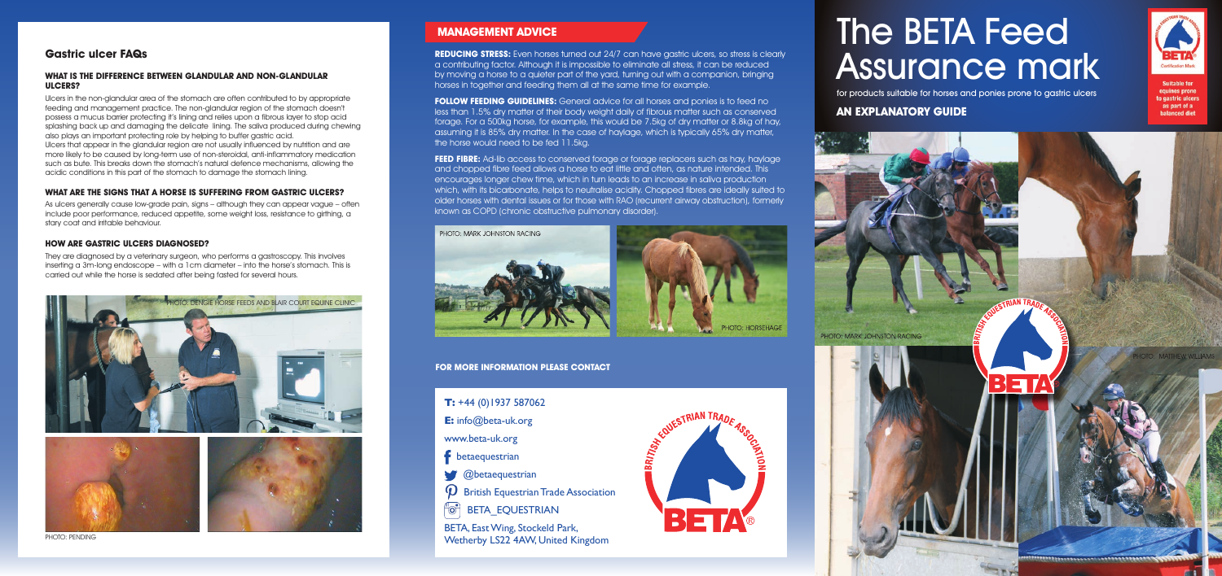## Gastric ulcer FAQs

### WHAT IS THE DIFFERENCE BETWEEN GLANDULAR AND NON-GLANDULAR ULCERS?

Ulcers in the non-glandular area of the stomach are often contributed to by appropriate feeding and management practice. The non-glandular region of the stomach doesn't possess a mucus barrier protecting it's lining and relies upon a fibrous layer to stop acid splashing back up and damaging the delicate lining. The saliva produced during chewing also plays an important protecting role by helping to buffer gastric acid.

Ulcers that appear in the glandular region are not usually influenced by nutrition and are more likely to be caused by long-term use of non-steroidal, anti-inflammatory medication such as bute. This breaks down the stomach's natural defence mechanisms, allowing the acidic conditions in this part of the stomach to damage the stomach lining.

### WHAT ARE THE SIGNS THAT A HORSE IS SUFFERING FROM GASTRIC ULCERS?

As ulcers generally cause low-grade pain, signs – although they can appear vague – often include poor performance, reduced appetite, some weight loss, resistance to girthing, a stary coat and irritable behaviour.

### HOW ARE GASTRIC ULCERS DIAGNOSED?

They are diagnosed by a veterinary surgeon, who performs a gastroscopy. This involves inserting a 3m-long endoscope – with a 1cm diameter – into the horse's stomach. This is carried out while the horse is sedated after being fasted for several hours.

PHOTO: DENGIE HORSE FEEDS AND BLAIR COURT EQUINE CLINIC

PHOTO: PENDING

## MANAGEMENT ADVICE

**REDUCING STRESS:** Even horses turned out 24/7 can have gastric ulcers, so stress is clearly a contributing factor. Although it is impossible to eliminate all stress, it can be reduced by moving a horse to a quieter part of the yard, turning out with a companion, bringing horses in together and feeding them all at the same time for example.

**FOLLOW FEEDING GUIDELINES:** General advice for all horses and ponies is to feed no less than 1.5% dry matter of their body weight daily of fibrous matter such as conserved forage. For a 500kg horse, for example, this would be 7.5kg of dry matter or 8.8kg of hay, assuming it is 85% dry matter. In the case of haylage, which is typically 65% dry matter, the horse would need to be fed 11.5kg.

**FEED FIBRE:** Ad-lib access to conserved forage or forage replacers such as hay, haylage and chopped fibre feed allows a horse to eat little and often, as nature intended. This encourages longer chew time, which in turn leads to an increase in saliva production which, with its bicarbonate, helps to neutralise acidity. Chopped fibres are ideally suited to older horses with dental issues or for those with RAO (recurrent airway obstruction), formerly known as COPD (chronic obstructive pulmonary disorder).

PHOTO: MARK JOHNSTON RACING

PHOTO: HORSEHAGE

### FOR MORE INFORMATION PLEASE CONTACT

**T:** +44 (0)1937 587062

**E:** info@beta-uk.org

www.beta-uk.org

betaequestrian

@betaequestrian

British Equestrian Trade Association

BETA_EQUESTRIAN

BETA, East Wing, Stockeld Park,
Wetherby LS22 4AW, United Kingdom

# The BETA Feed Assurance mark

for products suitable for horses and ponies prone to gastric ulcers

## AN EXPLANATORY GUIDE

Suitable for equines prone to gastric ulcers as part of a balanced diet

PHOTO: MARK JOHNSTON RACING

PHOTO: MATTHEW WILLIAMS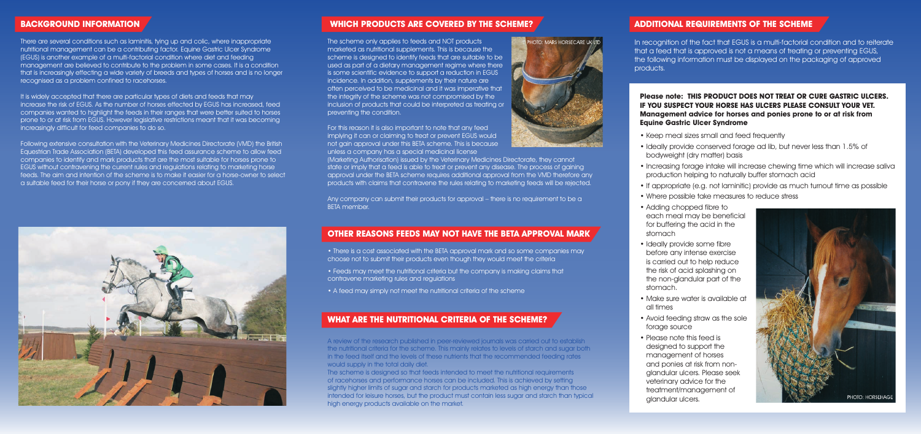## BACKGROUND INFORMATION

There are several conditions such as laminitis, tying up and colic, where inappropriate nutritional management can be a contributing factor. Equine Gastric Ulcer Syndrome (EGUS) is another example of a multi-factorial condition where diet and feeding management are believed to contribute to the problem in some cases. It is a condition that is increasingly effecting a wide variety of breeds and types of horses and is no longer recognised as a problem confined to racehorses.

It is widely accepted that there are particular types of diets and feeds that may increase the risk of EGUS. As the number of horses effected by EGUS has increased, feed companies wanted to highlight the feeds in their ranges that were better suited to horses prone to or at risk from EGUS. However legislative restrictions meant that it was becoming increasingly difficult for feed companies to do so.

Following extensive consultation with the Veterinary Medicines Directorate (VMD) the British Equestrian Trade Association (BETA) developed this feed assurance scheme to allow feed companies to identify and mark products that are the most suitable for horses prone to EGUS without contravening the current rules and regulations relating to marketing horse feeds. The aim and intention of the scheme is to make it easier for a horse-owner to select a suitable feed for their horse or pony if they are concerned about EGUS.

## WHICH PRODUCTS ARE COVERED BY THE SCHEME?

The scheme only applies to feeds and NOT products marketed as nutritional supplements. This is because the scheme is designed to identify feeds that are suitable to be used as part of a dietary management regime where there is some scientific evidence to support a reduction in EGUS incidence. In addition, supplements by their nature are often perceived to be medicinal and it was imperative that the integrity of the scheme was not compromised by the inclusion of products that could be interpreted as treating or preventing the condition.

PHOTO: MARS HORSECARE UK LTD

For this reason it is also important to note that any feed implying it can or claiming to treat or prevent EGUS would not gain approval under this BETA scheme. This is because unless a company has a special medicinal license (Marketing Authorisation) issued by the Veterinary Medicines Directorate, they cannot state or imply that a feed is able to treat or prevent any disease. The process of gaining approval under the BETA scheme requires additional approval from the VMD therefore any products with claims that contravene the rules relating to marketing feeds will be rejected.

Any company can submit their products for approval – there is no requirement to be a BETA member.

## OTHER REASONS FEEDS MAY NOT HAVE THE BETA APPROVAL MARK

- There is a cost associated with the BETA approval mark and so some companies may choose not to submit their products even though they would meet the criteria
- Feeds may meet the nutritional criteria but the company is making claims that contravene marketing rules and regulations
- A feed may simply not meet the nutritional criteria of the scheme

## WHAT ARE THE NUTRITIONAL CRITERIA OF THE SCHEME?

A review of the research published in peer-reviewed journals was carried out to establish the nutritional criteria for the scheme. This mainly relates to levels of starch and sugar both in the feed itself and the levels of these nutrients that the recommended feeding rates would supply in the total daily diet.

The scheme is designed so that feeds intended to meet the nutritional requirements of racehorses and performance horses can be included. This is achieved by setting slightly higher limits of sugar and starch for products marketed as high energy than those intended for leisure horses, but the product must contain less sugar and starch than typical high energy products available on the market.

## ADDITIONAL REQUIREMENTS OF THE SCHEME

In recognition of the fact that EGUS is a multi-factorial condition and to reiterate that a feed that is approved is not a means of treating or preventing EGUS, the following information must be displayed on the packaging of approved products.

**Please note: THIS PRODUCT DOES NOT TREAT OR CURE GASTRIC ULCERS. IF YOU SUSPECT YOUR HORSE HAS ULCERS PLEASE CONSULT YOUR VET. Management advice for horses and ponies prone to or at risk from Equine Gastric Ulcer Syndrome**

- Keep meal sizes small and feed frequently
- Ideally provide conserved forage ad lib, but never less than 1.5% of bodyweight (dry matter) basis
- Increasing forage intake will increase chewing time which will increase saliva production helping to naturally buffer stomach acid
- If appropriate (e.g. not laminitic) provide as much turnout time as possible
- Where possible take measures to reduce stress
- Adding chopped fibre to each meal may be beneficial for buffering the acid in the stomach
- Ideally provide some fibre before any intense exercise is carried out to help reduce the risk of acid splashing on the non-glandular part of the stomach.
- Make sure water is available at all times
- Avoid feeding straw as the sole forage source
- Please note this feed is designed to support the management of horses and ponies at risk from non-glandular ulcers. Please seek veterinary advice for the treatment/management of glandular ulcers.

PHOTO: HORSEHAGE